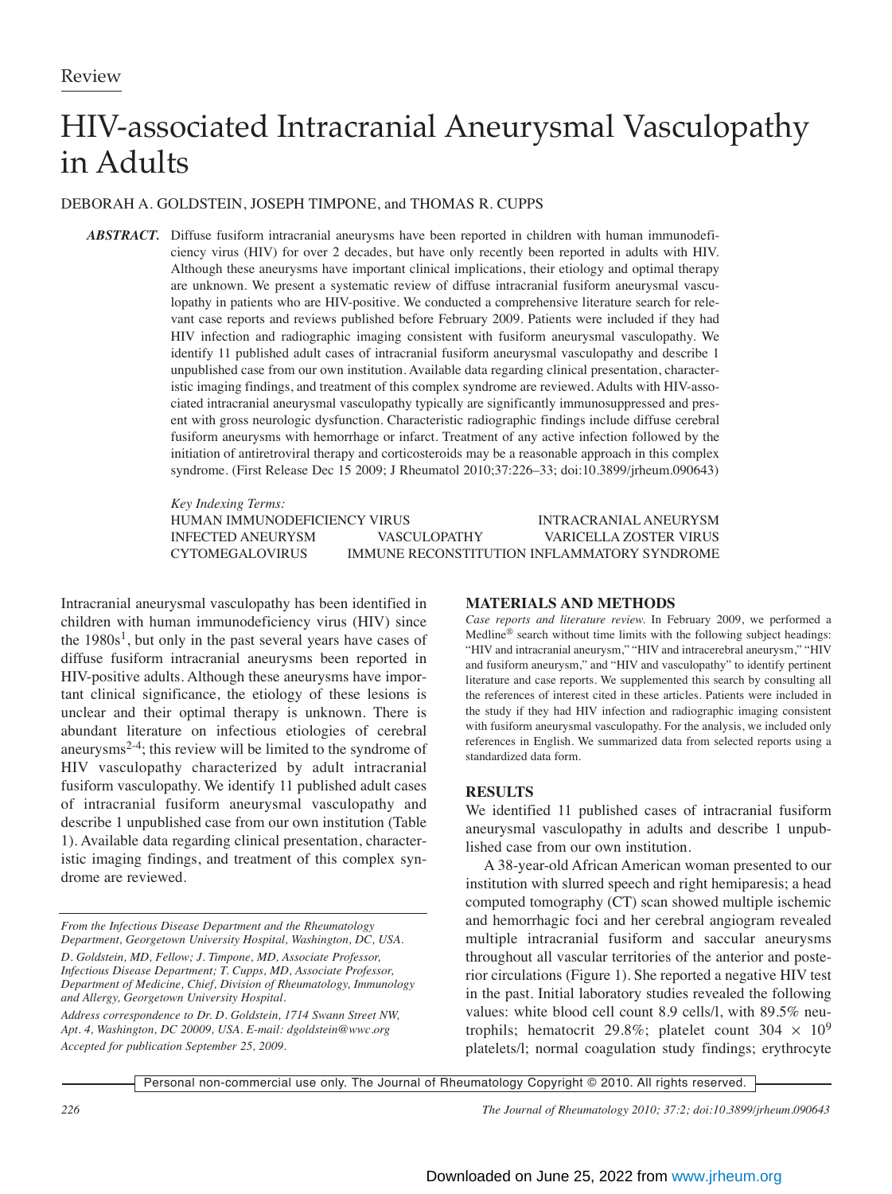Review

# HIV-associated Intracranial Aneurysmal Vasculopathy in Adults

DEBORAH A. GOLDSTEIN, JOSEPH TIMPONE, and THOMAS R. CUPPS

***ABSTRACT.*** Diffuse fusiform intracranial aneurysms have been reported in children with human immunodeficiency virus (HIV) for over 2 decades, but have only recently been reported in adults with HIV. Although these aneurysms have important clinical implications, their etiology and optimal therapy are unknown. We present a systematic review of diffuse intracranial fusiform aneurysmal vasculopathy in patients who are HIV-positive. We conducted a comprehensive literature search for relevant case reports and reviews published before February 2009. Patients were included if they had HIV infection and radiographic imaging consistent with fusiform aneurysmal vasculopathy. We identify 11 published adult cases of intracranial fusiform aneurysmal vasculopathy and describe 1 unpublished case from our own institution. Available data regarding clinical presentation, characteristic imaging findings, and treatment of this complex syndrome are reviewed. Adults with HIV-associated intracranial aneurysmal vasculopathy typically are significantly immunosuppressed and present with gross neurologic dysfunction. Characteristic radiographic findings include diffuse cerebral fusiform aneurysms with hemorrhage or infarct. Treatment of any active infection followed by the initiation of antiretroviral therapy and corticosteroids may be a reasonable approach in this complex syndrome. (First Release Dec 15 2009; J Rheumatol 2010;37:226–33; doi:10.3899/jrheum.090643)

*Key Indexing Terms:*
HUMAN IMMUNODEFICIENCY VIRUS — INTRACRANIAL ANEURYSM — INFECTED ANEURYSM — VASCULOPATHY — VARICELLA ZOSTER VIRUS — CYTOMEGALOVIRUS — IMMUNE RECONSTITUTION INFLAMMATORY SYNDROME

Intracranial aneurysmal vasculopathy has been identified in children with human immunodeficiency virus (HIV) since the 1980s[1], but only in the past several years have cases of diffuse fusiform intracranial aneurysms been reported in HIV-positive adults. Although these aneurysms have important clinical significance, the etiology of these lesions is unclear and their optimal therapy is unknown. There is abundant literature on infectious etiologies of cerebral aneurysms[2-4]; this review will be limited to the syndrome of HIV vasculopathy characterized by adult intracranial fusiform vasculopathy. We identify 11 published adult cases of intracranial fusiform aneurysmal vasculopathy and describe 1 unpublished case from our own institution (Table 1). Available data regarding clinical presentation, characteristic imaging findings, and treatment of this complex syndrome are reviewed.

*From the Infectious Disease Department and the Rheumatology Department, Georgetown University Hospital, Washington, DC, USA.*

*D. Goldstein, MD, Fellow; J. Timpone, MD, Associate Professor, Infectious Disease Department; T. Cupps, MD, Associate Professor, Department of Medicine, Chief, Division of Rheumatology, Immunology and Allergy, Georgetown University Hospital.*

*Address correspondence to Dr. D. Goldstein, 1714 Swann Street NW, Apt. 4, Washington, DC 20009, USA. E-mail: dgoldstein@wwc.org*

*Accepted for publication September 25, 2009.*

## MATERIALS AND METHODS

*Case reports and literature review.* In February 2009, we performed a Medline® search without time limits with the following subject headings: "HIV and intracranial aneurysm," "HIV and intracerebral aneurysm," "HIV and fusiform aneurysm," and "HIV and vasculopathy" to identify pertinent literature and case reports. We supplemented this search by consulting all the references of interest cited in these articles. Patients were included in the study if they had HIV infection and radiographic imaging consistent with fusiform aneurysmal vasculopathy. For the analysis, we included only references in English. We summarized data from selected reports using a standardized data form.

## RESULTS

We identified 11 published cases of intracranial fusiform aneurysmal vasculopathy in adults and describe 1 unpublished case from our own institution.

A 38-year-old African American woman presented to our institution with slurred speech and right hemiparesis; a head computed tomography (CT) scan showed multiple ischemic and hemorrhagic foci and her cerebral angiogram revealed multiple intracranial fusiform and saccular aneurysms throughout all vascular territories of the anterior and posterior circulations (Figure 1). She reported a negative HIV test in the past. Initial laboratory studies revealed the following values: white blood cell count 8.9 cells/l, with 89.5% neutrophils; hematocrit 29.8%; platelet count $304 \times 10^9$ platelets/l; normal coagulation study findings; erythrocyte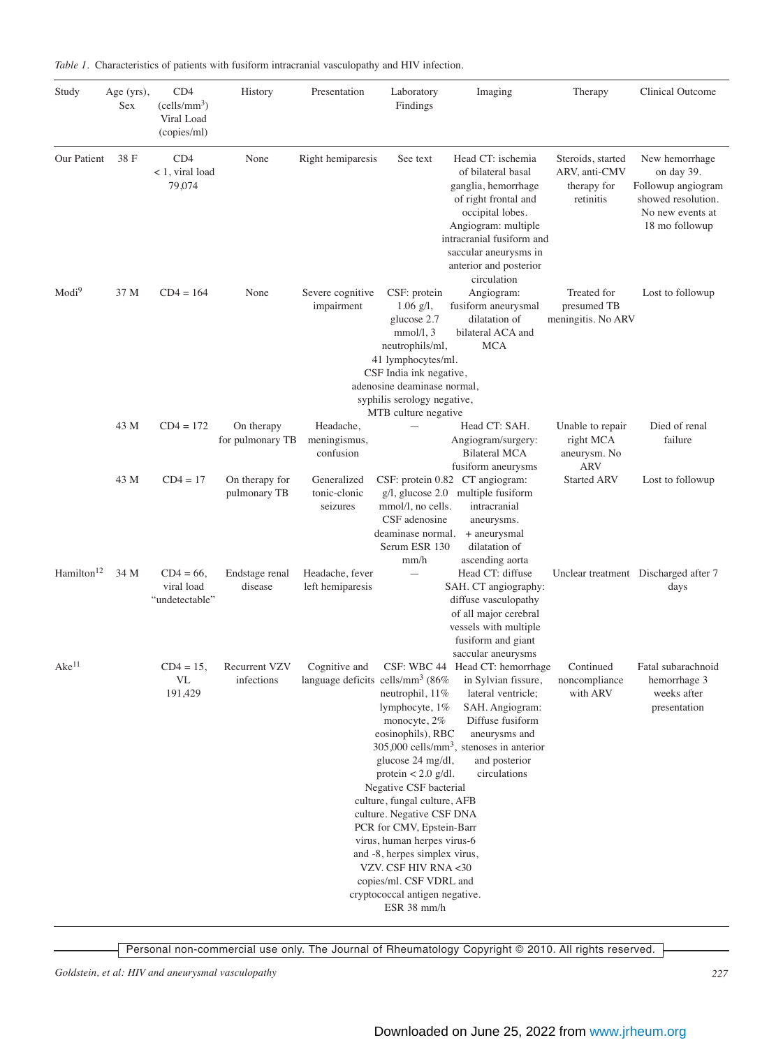*Table 1.* Characteristics of patients with fusiform intracranial vasculopathy and HIV infection.

| Study | Age (yrs), Sex | CD4 (cells/mm$^3$) Viral Load (copies/ml) | History | Presentation | Laboratory Findings | Imaging | Therapy | Clinical Outcome |
|---|---|---|---|---|---|---|---|---|
| Our Patient | 38 F | CD4 < 1, viral load 79,074 | None | Right hemiparesis | See text | Head CT: ischemia of bilateral basal ganglia, hemorrhage of right frontal and occipital lobes. Angiogram: multiple intracranial fusiform and saccular aneurysms in anterior and posterior circulation | Steroids, started ARV, anti-CMV therapy for retinitis | New hemorrhage on day 39. Followup angiogram showed resolution. No new events at 18 mo followup |
| Modi[9] | 37 M | CD4 = 164 | None | Severe cognitive impairment | CSF: protein 1.06 g/l, glucose 2.7 mmol/l, 3 neutrophils/ml, 41 lymphocytes/ml. CSF India ink negative, adenosine deaminase normal, syphilis serology negative, MTB culture negative | Angiogram: fusiform aneurysmal dilatation of bilateral ACA and MCA | Treated for presumed TB meningitis. No ARV | Lost to followup |
| | 43 M | CD4 = 172 | On therapy for pulmonary TB | Headache, meningismus, confusion | — | Head CT: SAH. Angiogram/surgery: Bilateral MCA fusiform aneurysms | Unable to repair right MCA aneurysm. No ARV | Died of renal failure |
| | 43 M | CD4 = 17 | On therapy for pulmonary TB | Generalized tonic-clonic seizures | CSF: protein 0.82 g/l, glucose 2.0 mmol/l, no cells. CSF adenosine deaminase normal. Serum ESR 130 mm/h | CT angiogram: multiple fusiform intracranial aneurysms. + aneurysmal dilatation of ascending aorta | Started ARV | Lost to followup |
| Hamilton[12] | 34 M | CD4 = 66, viral load "undetectable" | Endstage renal disease | Headache, fever left hemiparesis | — | Head CT: diffuse SAH. CT angiography: diffuse vasculopathy of all major cerebral vessels with multiple fusiform and giant saccular aneurysms | Unclear treatment | Discharged after 7 days |
| Ake[11] | | CD4 = 15, VL 191,429 | Recurrent VZV infections | Cognitive and language deficits | CSF: WBC 44 cells/mm$^3$ (86% neutrophil, 11% lymphocyte, 1% monocyte, 2% eosinophils), RBC 305,000 cells/mm$^3$, glucose 24 mg/dl, protein < 2.0 g/dl. Negative CSF bacterial culture, fungal culture, AFB culture. Negative CSF DNA PCR for CMV, Epstein-Barr virus, human herpes virus-6 and -8, herpes simplex virus, VZV. CSF HIV RNA <30 copies/ml. CSF VDRL and cryptococcal antigen negative. ESR 38 mm/h | Head CT: hemorrhage in Sylvian fissure, lateral ventricle; SAH. Angiogram: Diffuse fusiform aneurysms and stenoses in anterior and posterior circulations | Continued noncompliance with ARV | Fatal subarachnoid hemorrhage 3 weeks after presentation |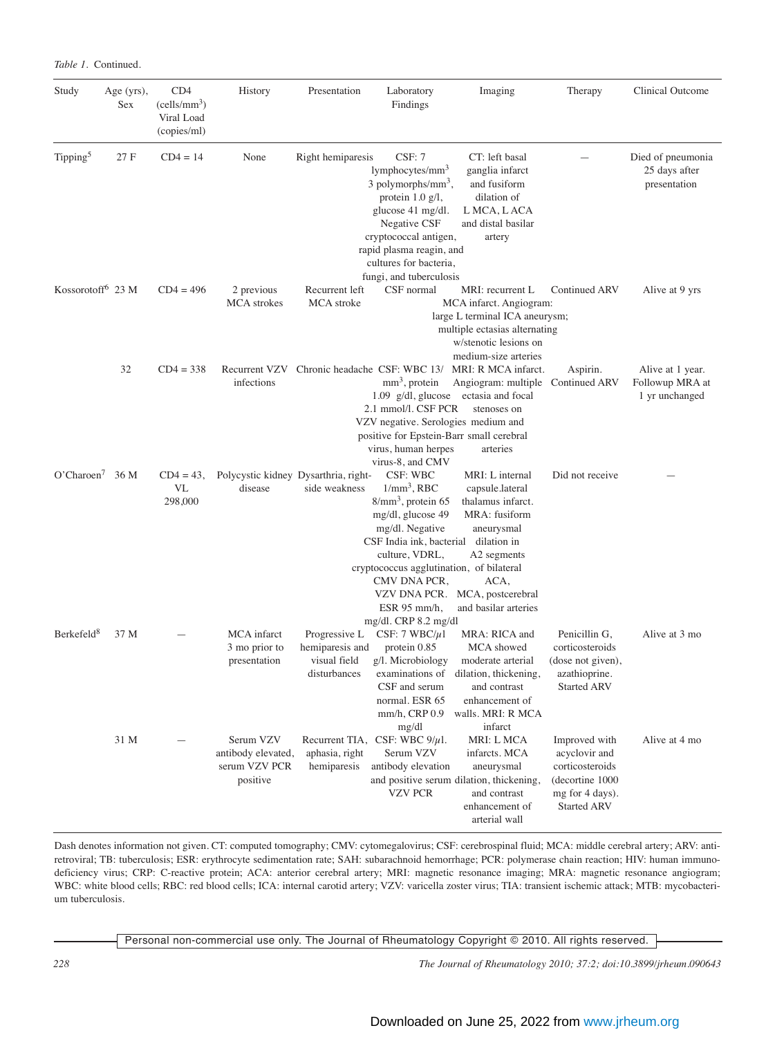*Table 1*. Continued.

| Study | Age (yrs), Sex | CD4 (cells/mm$^3$) Viral Load (copies/ml) | History | Presentation | Laboratory Findings | Imaging | Therapy | Clinical Outcome |
|---|---|---|---|---|---|---|---|---|
| Tipping[5] | 27 F | CD4 = 14 | None | Right hemiparesis | CSF: 7 lymphocytes/mm$^3$ 3 polymorphs/mm$^3$, protein 1.0 g/l, glucose 41 mg/dl. Negative CSF cryptococcal antigen, rapid plasma reagin, and cultures for bacteria, fungi, and tuberculosis | CT: left basal ganglia infarct and fusiform dilation of L MCA, L ACA and distal basilar artery | — | Died of pneumonia 25 days after presentation |
| Kossorotoff[6] | 23 M | CD4 = 496 | 2 previous MCA strokes | Recurrent left MCA stroke | CSF normal | MRI: recurrent L MCA infarct. Angiogram: large L terminal ICA aneurysm; multiple ectasias alternating w/stenotic lesions on medium-size arteries | Continued ARV | Alive at 9 yrs |
| | 32 | CD4 = 338 | Recurrent VZV infections | Chronic headache | CSF: WBC 13/ mm$^3$, protein 1.09 g/dl, glucose 2.1 mmol/l. CSF PCR VZV negative. Serologies positive for Epstein-Barr virus, human herpes virus-8, and CMV | MRI: R MCA infarct. Angiogram: multiple ectasia and focal stenoses on medium and small cerebral arteries | Aspirin. Continued ARV | Alive at 1 year. Followup MRA at 1 yr unchanged |
| O'Charoen[7] | 36 M | CD4 = 43, VL 298,000 | Polycystic kidney disease | Dysarthria, right-side weakness | CSF: WBC 1/mm$^3$, RBC 8/mm$^3$, protein 65 mg/dl, glucose 49 mg/dl. Negative CSF India ink, bacterial culture, VDRL, cryptococcus agglutination, CMV DNA PCR, VZV DNA PCR. ESR 95 mm/h, mg/dl. CRP 8.2 mg/dl | MRI: L internal capsule.lateral thalamus infarct. MRA: fusiform aneurysmal dilation in A2 segments of bilateral ACA, MCA, postcerebral and basilar arteries | Did not receive | — |
| Berkefeld[8] | 37 M | — | MCA infarct 3 mo prior to presentation | Progressive L hemiparesis and visual field disturbances | CSF: 7 WBC/µl protein 0.85 g/l. Microbiology examinations of CSF and serum normal. ESR 65 mm/h, CRP 0.9 mg/dl | MRA: RICA and MCA showed moderate arterial dilation, thickening, and contrast enhancement of walls. MRI: R MCA infarct | Penicillin G, corticosteroids (dose not given), azathioprine. Started ARV | Alive at 3 mo |
| | 31 M | — | Serum VZV antibody elevated, serum VZV PCR positive | Recurrent TIA, aphasia, right hemiparesis | CSF: WBC 9/µl. Serum VZV antibody elevation and positive serum VZV PCR | MRI: L MCA infarcts. MCA aneurysmal dilation, thickening, and contrast enhancement of arterial wall | Improved with acyclovir and corticosteroids (decortine 1000 mg for 4 days). Started ARV | Alive at 4 mo |

Dash denotes information not given. CT: computed tomography; CMV: cytomegalovirus; CSF: cerebrospinal fluid; MCA: middle cerebral artery; ARV: antiretroviral; TB: tuberculosis; ESR: erythrocyte sedimentation rate; SAH: subarachnoid hemorrhage; PCR: polymerase chain reaction; HIV: human immunodeficiency virus; CRP: C-reactive protein; ACA: anterior cerebral artery; MRI: magnetic resonance imaging; MRA: magnetic resonance angiogram; WBC: white blood cells; RBC: red blood cells; ICA: internal carotid artery; VZV: varicella zoster virus; TIA: transient ischemic attack; MTB: mycobacterium tuberculosis.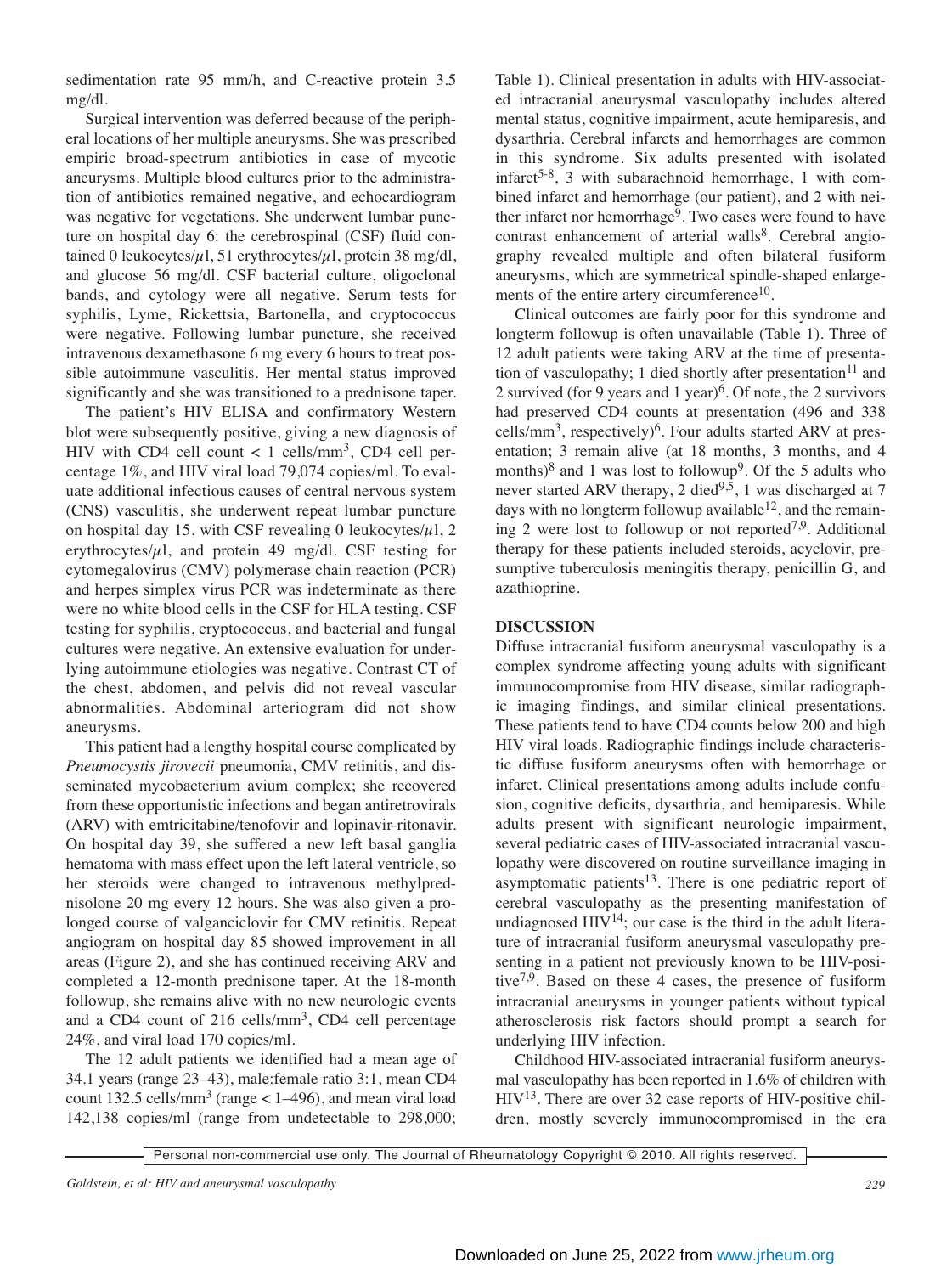sedimentation rate 95 mm/h, and C-reactive protein 3.5 mg/dl.

Surgical intervention was deferred because of the peripheral locations of her multiple aneurysms. She was prescribed empiric broad-spectrum antibiotics in case of mycotic aneurysms. Multiple blood cultures prior to the administration of antibiotics remained negative, and echocardiogram was negative for vegetations. She underwent lumbar puncture on hospital day 6: the cerebrospinal (CSF) fluid contained 0 leukocytes/$\mu$l, 51 erythrocytes/$\mu$l, protein 38 mg/dl, and glucose 56 mg/dl. CSF bacterial culture, oligoclonal bands, and cytology were all negative. Serum tests for syphilis, Lyme, Rickettsia, Bartonella, and cryptococcus were negative. Following lumbar puncture, she received intravenous dexamethasone 6 mg every 6 hours to treat possible autoimmune vasculitis. Her mental status improved significantly and she was transitioned to a prednisone taper.

The patient's HIV ELISA and confirmatory Western blot were subsequently positive, giving a new diagnosis of HIV with CD4 cell count < 1 cells/mm$^3$, CD4 cell percentage 1%, and HIV viral load 79,074 copies/ml. To evaluate additional infectious causes of central nervous system (CNS) vasculitis, she underwent repeat lumbar puncture on hospital day 15, with CSF revealing 0 leukocytes/$\mu$l, 2 erythrocytes/$\mu$l, and protein 49 mg/dl. CSF testing for cytomegalovirus (CMV) polymerase chain reaction (PCR) and herpes simplex virus PCR was indeterminate as there were no white blood cells in the CSF for HLA testing. CSF testing for syphilis, cryptococcus, and bacterial and fungal cultures were negative. An extensive evaluation for underlying autoimmune etiologies was negative. Contrast CT of the chest, abdomen, and pelvis did not reveal vascular abnormalities. Abdominal arteriogram did not show aneurysms.

This patient had a lengthy hospital course complicated by *Pneumocystis jirovecii* pneumonia, CMV retinitis, and disseminated mycobacterium avium complex; she recovered from these opportunistic infections and began antiretrovirals (ARV) with emtricitabine/tenofovir and lopinavir-ritonavir. On hospital day 39, she suffered a new left basal ganglia hematoma with mass effect upon the left lateral ventricle, so her steroids were changed to intravenous methylprednisolone 20 mg every 12 hours. She was also given a prolonged course of valganciclovir for CMV retinitis. Repeat angiogram on hospital day 85 showed improvement in all areas (Figure 2), and she has continued receiving ARV and completed a 12-month prednisone taper. At the 18-month followup, she remains alive with no new neurologic events and a CD4 count of 216 cells/mm$^3$, CD4 cell percentage 24%, and viral load 170 copies/ml.

The 12 adult patients we identified had a mean age of 34.1 years (range 23–43), male:female ratio 3:1, mean CD4 count 132.5 cells/mm$^3$ (range < 1–496), and mean viral load 142,138 copies/ml (range from undetectable to 298,000; Table 1). Clinical presentation in adults with HIV-associated intracranial aneurysmal vasculopathy includes altered mental status, cognitive impairment, acute hemiparesis, and dysarthria. Cerebral infarcts and hemorrhages are common in this syndrome. Six adults presented with isolated infarct[5-8], 3 with subarachnoid hemorrhage, 1 with combined infarct and hemorrhage (our patient), and 2 with neither infarct nor hemorrhage[9]. Two cases were found to have contrast enhancement of arterial walls[8]. Cerebral angiography revealed multiple and often bilateral fusiform aneurysms, which are symmetrical spindle-shaped enlargements of the entire artery circumference[10].

Clinical outcomes are fairly poor for this syndrome and longterm followup is often unavailable (Table 1). Three of 12 adult patients were taking ARV at the time of presentation of vasculopathy; 1 died shortly after presentation[11] and 2 survived (for 9 years and 1 year)[6]. Of note, the 2 survivors had preserved CD4 counts at presentation (496 and 338 cells/mm$^3$, respectively)[6]. Four adults started ARV at presentation; 3 remain alive (at 18 months, 3 months, and 4 months)[8] and 1 was lost to followup[9]. Of the 5 adults who never started ARV therapy, 2 died[9,5], 1 was discharged at 7 days with no longterm followup available[12], and the remaining 2 were lost to followup or not reported[7,9]. Additional therapy for these patients included steroids, acyclovir, presumptive tuberculosis meningitis therapy, penicillin G, and azathioprine.

## DISCUSSION

Diffuse intracranial fusiform aneurysmal vasculopathy is a complex syndrome affecting young adults with significant immunocompromise from HIV disease, similar radiographic imaging findings, and similar clinical presentations. These patients tend to have CD4 counts below 200 and high HIV viral loads. Radiographic findings include characteristic diffuse fusiform aneurysms often with hemorrhage or infarct. Clinical presentations among adults include confusion, cognitive deficits, dysarthria, and hemiparesis. While adults present with significant neurologic impairment, several pediatric cases of HIV-associated intracranial vasculopathy were discovered on routine surveillance imaging in asymptomatic patients[13]. There is one pediatric report of cerebral vasculopathy as the presenting manifestation of undiagnosed HIV[14]; our case is the third in the adult literature of intracranial fusiform aneurysmal vasculopathy presenting in a patient not previously known to be HIV-positive[7,9]. Based on these 4 cases, the presence of fusiform intracranial aneurysms in younger patients without typical atherosclerosis risk factors should prompt a search for underlying HIV infection.

Childhood HIV-associated intracranial fusiform aneurysmal vasculopathy has been reported in 1.6% of children with HIV[13]. There are over 32 case reports of HIV-positive children, mostly severely immunocompromised in the era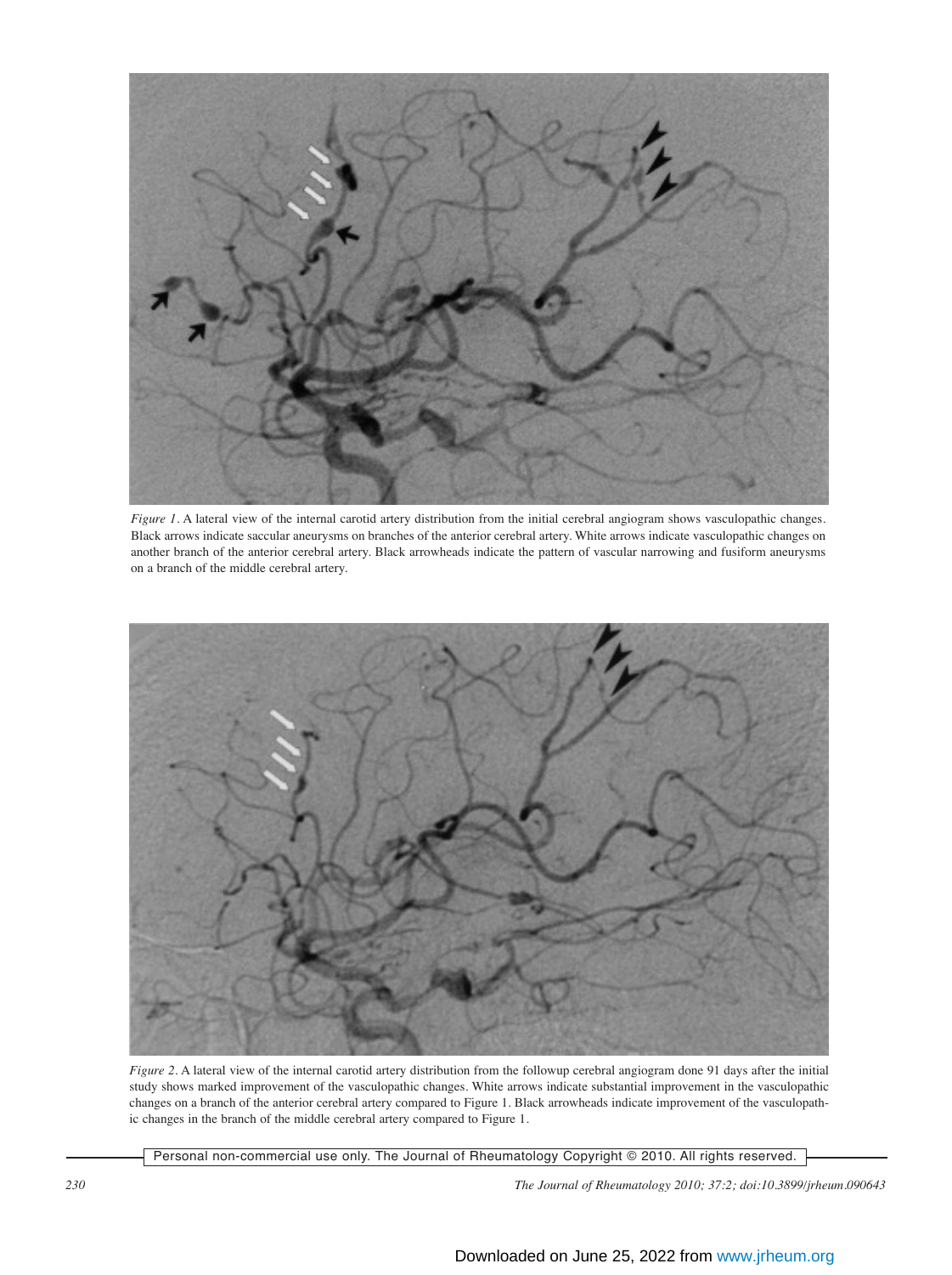*Figure 1*. A lateral view of the internal carotid artery distribution from the initial cerebral angiogram shows vasculopathic changes. Black arrows indicate saccular aneurysms on branches of the anterior cerebral artery. White arrows indicate vasculopathic changes on another branch of the anterior cerebral artery. Black arrowheads indicate the pattern of vascular narrowing and fusiform aneurysms on a branch of the middle cerebral artery.

*Figure 2*. A lateral view of the internal carotid artery distribution from the followup cerebral angiogram done 91 days after the initial study shows marked improvement of the vasculopathic changes. White arrows indicate substantial improvement in the vasculopathic changes on a branch of the anterior cerebral artery compared to Figure 1. Black arrowheads indicate improvement of the vasculopathic changes in the branch of the middle cerebral artery compared to Figure 1.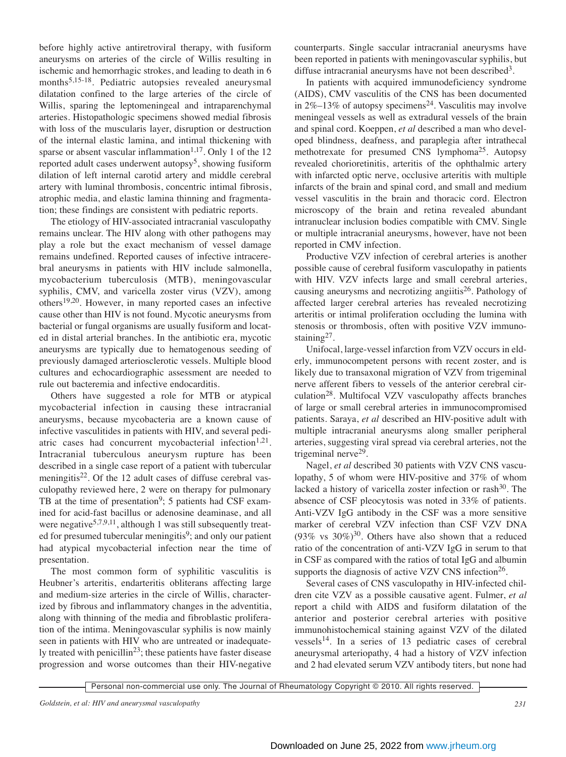before highly active antiretroviral therapy, with fusiform aneurysms on arteries of the circle of Willis resulting in ischemic and hemorrhagic strokes, and leading to death in 6 months[5,15-18]. Pediatric autopsies revealed aneurysmal dilatation confined to the large arteries of the circle of Willis, sparing the leptomeningeal and intraparenchymal arteries. Histopathologic specimens showed medial fibrosis with loss of the muscularis layer, disruption or destruction of the internal elastic lamina, and intimal thickening with sparse or absent vascular inflammation[1,17]. Only 1 of the 12 reported adult cases underwent autopsy[5], showing fusiform dilation of left internal carotid artery and middle cerebral artery with luminal thrombosis, concentric intimal fibrosis, atrophic media, and elastic lamina thinning and fragmentation; these findings are consistent with pediatric reports.

The etiology of HIV-associated intracranial vasculopathy remains unclear. The HIV along with other pathogens may play a role but the exact mechanism of vessel damage remains undefined. Reported causes of infective intracerebral aneurysms in patients with HIV include salmonella, mycobacterium tuberculosis (MTB), meningovascular syphilis, CMV, and varicella zoster virus (VZV), among others[19,20]. However, in many reported cases an infective cause other than HIV is not found. Mycotic aneurysms from bacterial or fungal organisms are usually fusiform and located in distal arterial branches. In the antibiotic era, mycotic aneurysms are typically due to hematogenous seeding of previously damaged arteriosclerotic vessels. Multiple blood cultures and echocardiographic assessment are needed to rule out bacteremia and infective endocarditis.

Others have suggested a role for MTB or atypical mycobacterial infection in causing these intracranial aneurysms, because mycobacteria are a known cause of infective vasculitides in patients with HIV, and several pediatric cases had concurrent mycobacterial infection[1,21]. Intracranial tuberculous aneurysm rupture has been described in a single case report of a patient with tubercular meningitis[22]. Of the 12 adult cases of diffuse cerebral vasculopathy reviewed here, 2 were on therapy for pulmonary TB at the time of presentation[9]; 5 patients had CSF examined for acid-fast bacillus or adenosine deaminase, and all were negative[5,7,9,11], although 1 was still subsequently treated for presumed tubercular meningitis[9]; and only our patient had atypical mycobacterial infection near the time of presentation.

The most common form of syphilitic vasculitis is Heubner's arteritis, endarteritis obliterans affecting large and medium-size arteries in the circle of Willis, characterized by fibrous and inflammatory changes in the adventitia, along with thinning of the media and fibroblastic proliferation of the intima. Meningovascular syphilis is now mainly seen in patients with HIV who are untreated or inadequately treated with penicillin[23]; these patients have faster disease progression and worse outcomes than their HIV-negative counterparts. Single saccular intracranial aneurysms have been reported in patients with meningovascular syphilis, but diffuse intracranial aneurysms have not been described[3].

In patients with acquired immunodeficiency syndrome (AIDS), CMV vasculitis of the CNS has been documented in 2%–13% of autopsy specimens[24]. Vasculitis may involve meningeal vessels as well as extradural vessels of the brain and spinal cord. Koeppen, *et al* described a man who developed blindness, deafness, and paraplegia after intrathecal methotrexate for presumed CNS lymphoma[25]. Autopsy revealed chorioretinitis, arteritis of the ophthalmic artery with infarcted optic nerve, occlusive arteritis with multiple infarcts of the brain and spinal cord, and small and medium vessel vasculitis in the brain and thoracic cord. Electron microscopy of the brain and retina revealed abundant intranuclear inclusion bodies compatible with CMV. Single or multiple intracranial aneurysms, however, have not been reported in CMV infection.

Productive VZV infection of cerebral arteries is another possible cause of cerebral fusiform vasculopathy in patients with HIV. VZV infects large and small cerebral arteries, causing aneurysms and necrotizing angiitis[26]. Pathology of affected larger cerebral arteries has revealed necrotizing arteritis or intimal proliferation occluding the lumina with stenosis or thrombosis, often with positive VZV immunostaining[27].

Unifocal, large-vessel infarction from VZV occurs in elderly, immunocompetent persons with recent zoster, and is likely due to transaxonal migration of VZV from trigeminal nerve afferent fibers to vessels of the anterior cerebral circulation[28]. Multifocal VZV vasculopathy affects branches of large or small cerebral arteries in immunocompromised patients. Saraya, *et al* described an HIV-positive adult with multiple intracranial aneurysms along smaller peripheral arteries, suggesting viral spread via cerebral arteries, not the trigeminal nerve[29].

Nagel, *et al* described 30 patients with VZV CNS vasculopathy, 5 of whom were HIV-positive and 37% of whom lacked a history of varicella zoster infection or rash[30]. The absence of CSF pleocytosis was noted in 33% of patients. Anti-VZV IgG antibody in the CSF was a more sensitive marker of cerebral VZV infection than CSF VZV DNA (93% vs 30%)[30]. Others have also shown that a reduced ratio of the concentration of anti-VZV IgG in serum to that in CSF as compared with the ratios of total IgG and albumin supports the diagnosis of active VZV CNS infection[26].

Several cases of CNS vasculopathy in HIV-infected children cite VZV as a possible causative agent. Fulmer, *et al* report a child with AIDS and fusiform dilatation of the anterior and posterior cerebral arteries with positive immunohistochemical staining against VZV of the dilated vessels[14]. In a series of 13 pediatric cases of cerebral aneurysmal arteriopathy, 4 had a history of VZV infection and 2 had elevated serum VZV antibody titers, but none had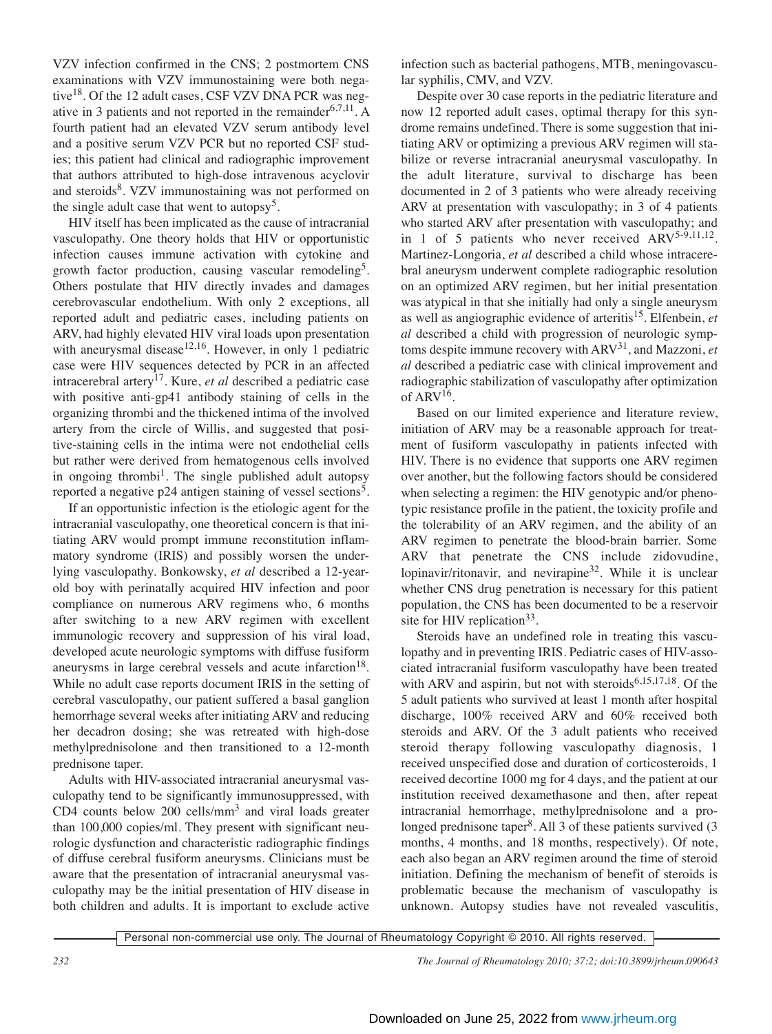VZV infection confirmed in the CNS; 2 postmortem CNS examinations with VZV immunostaining were both negative[18]. Of the 12 adult cases, CSF VZV DNA PCR was negative in 3 patients and not reported in the remainder[6,7,11]. A fourth patient had an elevated VZV serum antibody level and a positive serum VZV PCR but no reported CSF studies; this patient had clinical and radiographic improvement that authors attributed to high-dose intravenous acyclovir and steroids[8]. VZV immunostaining was not performed on the single adult case that went to autopsy[5].

HIV itself has been implicated as the cause of intracranial vasculopathy. One theory holds that HIV or opportunistic infection causes immune activation with cytokine and growth factor production, causing vascular remodeling[5]. Others postulate that HIV directly invades and damages cerebrovascular endothelium. With only 2 exceptions, all reported adult and pediatric cases, including patients on ARV, had highly elevated HIV viral loads upon presentation with aneurysmal disease[12,16]. However, in only 1 pediatric case were HIV sequences detected by PCR in an affected intracerebral artery[17]. Kure, *et al* described a pediatric case with positive anti-gp41 antibody staining of cells in the organizing thrombi and the thickened intima of the involved artery from the circle of Willis, and suggested that positive-staining cells in the intima were not endothelial cells but rather were derived from hematogenous cells involved in ongoing thrombi[1]. The single published adult autopsy reported a negative p24 antigen staining of vessel sections[5].

If an opportunistic infection is the etiologic agent for the intracranial vasculopathy, one theoretical concern is that initiating ARV would prompt immune reconstitution inflammatory syndrome (IRIS) and possibly worsen the underlying vasculopathy. Bonkowsky, *et al* described a 12-year-old boy with perinatally acquired HIV infection and poor compliance on numerous ARV regimens who, 6 months after switching to a new ARV regimen with excellent immunologic recovery and suppression of his viral load, developed acute neurologic symptoms with diffuse fusiform aneurysms in large cerebral vessels and acute infarction[18]. While no adult case reports document IRIS in the setting of cerebral vasculopathy, our patient suffered a basal ganglion hemorrhage several weeks after initiating ARV and reducing her decadron dosing; she was retreated with high-dose methylprednisolone and then transitioned to a 12-month prednisone taper.

Adults with HIV-associated intracranial aneurysmal vasculopathy tend to be significantly immunosuppressed, with CD4 counts below 200 cells/mm$^3$ and viral loads greater than 100,000 copies/ml. They present with significant neurologic dysfunction and characteristic radiographic findings of diffuse cerebral fusiform aneurysms. Clinicians must be aware that the presentation of intracranial aneurysmal vasculopathy may be the initial presentation of HIV disease in both children and adults. It is important to exclude active infection such as bacterial pathogens, MTB, meningovascular syphilis, CMV, and VZV.

Despite over 30 case reports in the pediatric literature and now 12 reported adult cases, optimal therapy for this syndrome remains undefined. There is some suggestion that initiating ARV or optimizing a previous ARV regimen will stabilize or reverse intracranial aneurysmal vasculopathy. In the adult literature, survival to discharge has been documented in 2 of 3 patients who were already receiving ARV at presentation with vasculopathy; in 3 of 4 patients who started ARV after presentation with vasculopathy; and in 1 of 5 patients who never received ARV[5-9,11,12]. Martinez-Longoria, *et al* described a child whose intracerebral aneurysm underwent complete radiographic resolution on an optimized ARV regimen, but her initial presentation was atypical in that she initially had only a single aneurysm as well as angiographic evidence of arteritis[15]. Elfenbein, *et al* described a child with progression of neurologic symptoms despite immune recovery with ARV[31], and Mazzoni, *et al* described a pediatric case with clinical improvement and radiographic stabilization of vasculopathy after optimization of ARV[16].

Based on our limited experience and literature review, initiation of ARV may be a reasonable approach for treatment of fusiform vasculopathy in patients infected with HIV. There is no evidence that supports one ARV regimen over another, but the following factors should be considered when selecting a regimen: the HIV genotypic and/or phenotypic resistance profile in the patient, the toxicity profile and the tolerability of an ARV regimen, and the ability of an ARV regimen to penetrate the blood-brain barrier. Some ARV that penetrate the CNS include zidovudine, lopinavir/ritonavir, and nevirapine[32]. While it is unclear whether CNS drug penetration is necessary for this patient population, the CNS has been documented to be a reservoir site for HIV replication[33].

Steroids have an undefined role in treating this vasculopathy and in preventing IRIS. Pediatric cases of HIV-associated intracranial fusiform vasculopathy have been treated with ARV and aspirin, but not with steroids[6,15,17,18]. Of the 5 adult patients who survived at least 1 month after hospital discharge, 100% received ARV and 60% received both steroids and ARV. Of the 3 adult patients who received steroid therapy following vasculopathy diagnosis, 1 received unspecified dose and duration of corticosteroids, 1 received decortine 1000 mg for 4 days, and the patient at our institution received dexamethasone and then, after repeat intracranial hemorrhage, methylprednisolone and a prolonged prednisone taper[8]. All 3 of these patients survived (3 months, 4 months, and 18 months, respectively). Of note, each also began an ARV regimen around the time of steroid initiation. Defining the mechanism of benefit of steroids is problematic because the mechanism of vasculopathy is unknown. Autopsy studies have not revealed vasculitis,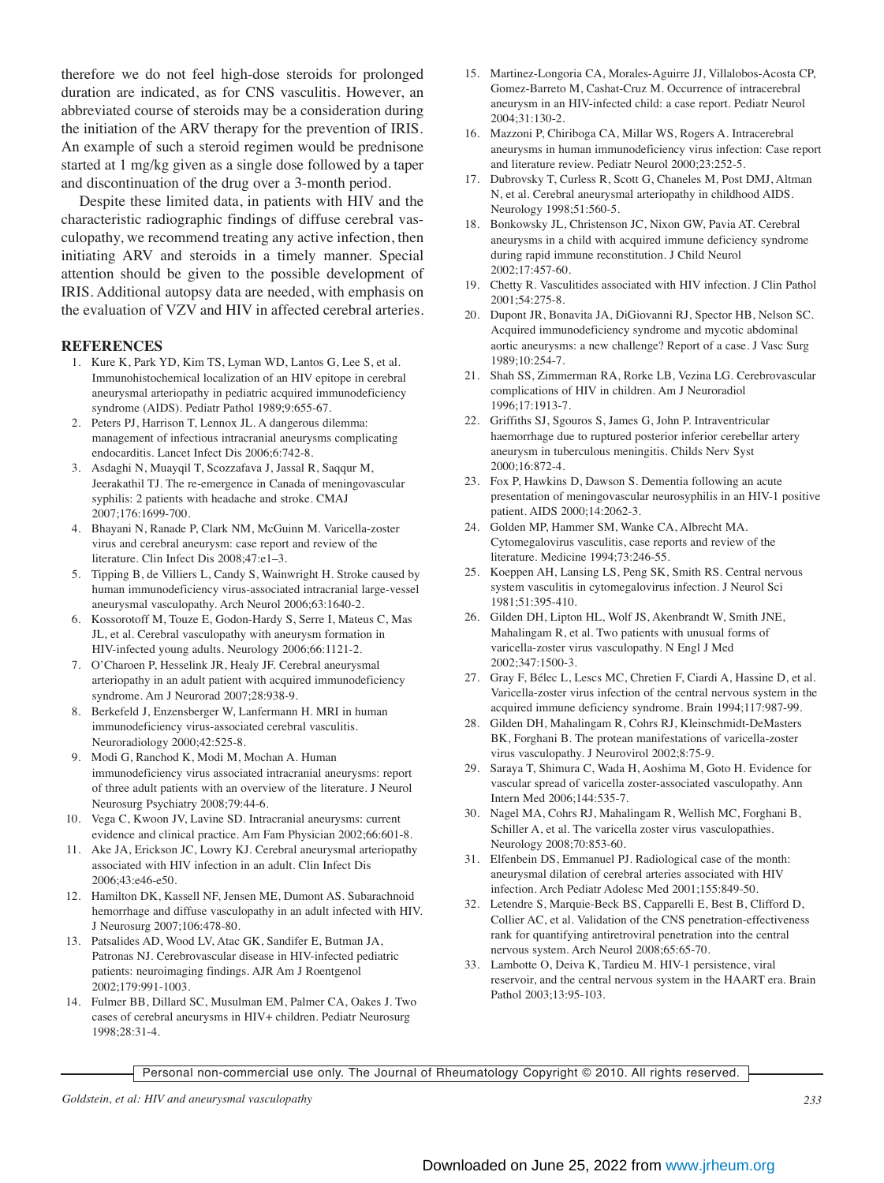therefore we do not feel high-dose steroids for prolonged duration are indicated, as for CNS vasculitis. However, an abbreviated course of steroids may be a consideration during the initiation of the ARV therapy for the prevention of IRIS. An example of such a steroid regimen would be prednisone started at 1 mg/kg given as a single dose followed by a taper and discontinuation of the drug over a 3-month period.

Despite these limited data, in patients with HIV and the characteristic radiographic findings of diffuse cerebral vasculopathy, we recommend treating any active infection, then initiating ARV and steroids in a timely manner. Special attention should be given to the possible development of IRIS. Additional autopsy data are needed, with emphasis on the evaluation of VZV and HIV in affected cerebral arteries.

## REFERENCES

1. Kure K, Park YD, Kim TS, Lyman WD, Lantos G, Lee S, et al. Immunohistochemical localization of an HIV epitope in cerebral aneurysmal arteriopathy in pediatric acquired immunodeficiency syndrome (AIDS). Pediatr Pathol 1989;9:655-67.
2. Peters PJ, Harrison T, Lennox JL. A dangerous dilemma: management of infectious intracranial aneurysms complicating endocarditis. Lancet Infect Dis 2006;6:742-8.
3. Asdaghi N, Muayqil T, Scozzafava J, Jassal R, Saqqur M, Jeerakathil TJ. The re-emergence in Canada of meningovascular syphilis: 2 patients with headache and stroke. CMAJ 2007;176:1699-700.
4. Bhayani N, Ranade P, Clark NM, McGuinn M. Varicella-zoster virus and cerebral aneurysm: case report and review of the literature. Clin Infect Dis 2008;47:e1–3.
5. Tipping B, de Villiers L, Candy S, Wainwright H. Stroke caused by human immunodeficiency virus-associated intracranial large-vessel aneurysmal vasculopathy. Arch Neurol 2006;63:1640-2.
6. Kossorotoff M, Touze E, Godon-Hardy S, Serre I, Mateus C, Mas JL, et al. Cerebral vasculopathy with aneurysm formation in HIV-infected young adults. Neurology 2006;66:1121-2.
7. O'Charoen P, Hesselink JR, Healy JF. Cerebral aneurysmal arteriopathy in an adult patient with acquired immunodeficiency syndrome. Am J Neurorad 2007;28:938-9.
8. Berkefeld J, Enzensberger W, Lanfermann H. MRI in human immunodeficiency virus-associated cerebral vasculitis. Neuroradiology 2000;42:525-8.
9. Modi G, Ranchod K, Modi M, Mochan A. Human immunodeficiency virus associated intracranial aneurysms: report of three adult patients with an overview of the literature. J Neurol Neurosurg Psychiatry 2008;79:44-6.
10. Vega C, Kwoon JV, Lavine SD. Intracranial aneurysms: current evidence and clinical practice. Am Fam Physician 2002;66:601-8.
11. Ake JA, Erickson JC, Lowry KJ. Cerebral aneurysmal arteriopathy associated with HIV infection in an adult. Clin Infect Dis 2006;43:e46-e50.
12. Hamilton DK, Kassell NF, Jensen ME, Dumont AS. Subarachnoid hemorrhage and diffuse vasculopathy in an adult infected with HIV. J Neurosurg 2007;106:478-80.
13. Patsalides AD, Wood LV, Atac GK, Sandifer E, Butman JA, Patronas NJ. Cerebrovascular disease in HIV-infected pediatric patients: neuroimaging findings. AJR Am J Roentgenol 2002;179:991-1003.
14. Fulmer BB, Dillard SC, Musulman EM, Palmer CA, Oakes J. Two cases of cerebral aneurysms in HIV+ children. Pediatr Neurosurg 1998;28:31-4.
15. Martinez-Longoria CA, Morales-Aguirre JJ, Villalobos-Acosta CP, Gomez-Barreto M, Cashat-Cruz M. Occurrence of intracerebral aneurysm in an HIV-infected child: a case report. Pediatr Neurol 2004;31:130-2.
16. Mazzoni P, Chiriboga CA, Millar WS, Rogers A. Intracerebral aneurysms in human immunodeficiency virus infection: Case report and literature review. Pediatr Neurol 2000;23:252-5.
17. Dubrovsky T, Curless R, Scott G, Chaneles M, Post DMJ, Altman N, et al. Cerebral aneurysmal arteriopathy in childhood AIDS. Neurology 1998;51:560-5.
18. Bonkowsky JL, Christenson JC, Nixon GW, Pavia AT. Cerebral aneurysms in a child with acquired immune deficiency syndrome during rapid immune reconstitution. J Child Neurol 2002;17:457-60.
19. Chetty R. Vasculitides associated with HIV infection. J Clin Pathol 2001;54:275-8.
20. Dupont JR, Bonavita JA, DiGiovanni RJ, Spector HB, Nelson SC. Acquired immunodeficiency syndrome and mycotic abdominal aortic aneurysms: a new challenge? Report of a case. J Vasc Surg 1989;10:254-7.
21. Shah SS, Zimmerman RA, Rorke LB, Vezina LG. Cerebrovascular complications of HIV in children. Am J Neuroradiol 1996;17:1913-7.
22. Griffiths SJ, Sgouros S, James G, John P. Intraventricular haemorrhage due to ruptured posterior inferior cerebellar artery aneurysm in tuberculous meningitis. Childs Nerv Syst 2000;16:872-4.
23. Fox P, Hawkins D, Dawson S. Dementia following an acute presentation of meningovascular neurosyphilis in an HIV-1 positive patient. AIDS 2000;14:2062-3.
24. Golden MP, Hammer SM, Wanke CA, Albrecht MA. Cytomegalovirus vasculitis, case reports and review of the literature. Medicine 1994;73:246-55.
25. Koeppen AH, Lansing LS, Peng SK, Smith RS. Central nervous system vasculitis in cytomegalovirus infection. J Neurol Sci 1981;51:395-410.
26. Gilden DH, Lipton HL, Wolf JS, Akenbrandt W, Smith JNE, Mahalingam R, et al. Two patients with unusual forms of varicella-zoster virus vasculopathy. N Engl J Med 2002;347:1500-3.
27. Gray F, Bélec L, Lescs MC, Chretien F, Ciardi A, Hassine D, et al. Varicella-zoster virus infection of the central nervous system in the acquired immune deficiency syndrome. Brain 1994;117:987-99.
28. Gilden DH, Mahalingam R, Cohrs RJ, Kleinschmidt-DeMasters BK, Forghani B. The protean manifestations of varicella-zoster virus vasculopathy. J Neurovirol 2002;8:75-9.
29. Saraya T, Shimura C, Wada H, Aoshima M, Goto H. Evidence for vascular spread of varicella zoster-associated vasculopathy. Ann Intern Med 2006;144:535-7.
30. Nagel MA, Cohrs RJ, Mahalingam R, Wellish MC, Forghani B, Schiller A, et al. The varicella zoster virus vasculopathies. Neurology 2008;70:853-60.
31. Elfenbein DS, Emmanuel PJ. Radiological case of the month: aneurysmal dilation of cerebral arteries associated with HIV infection. Arch Pediatr Adolesc Med 2001;155:849-50.
32. Letendre S, Marquie-Beck BS, Capparelli E, Best B, Clifford D, Collier AC, et al. Validation of the CNS penetration-effectiveness rank for quantifying antiretroviral penetration into the central nervous system. Arch Neurol 2008;65:65-70.
33. Lambotte O, Deiva K, Tardieu M. HIV-1 persistence, viral reservoir, and the central nervous system in the HAART era. Brain Pathol 2003;13:95-103.